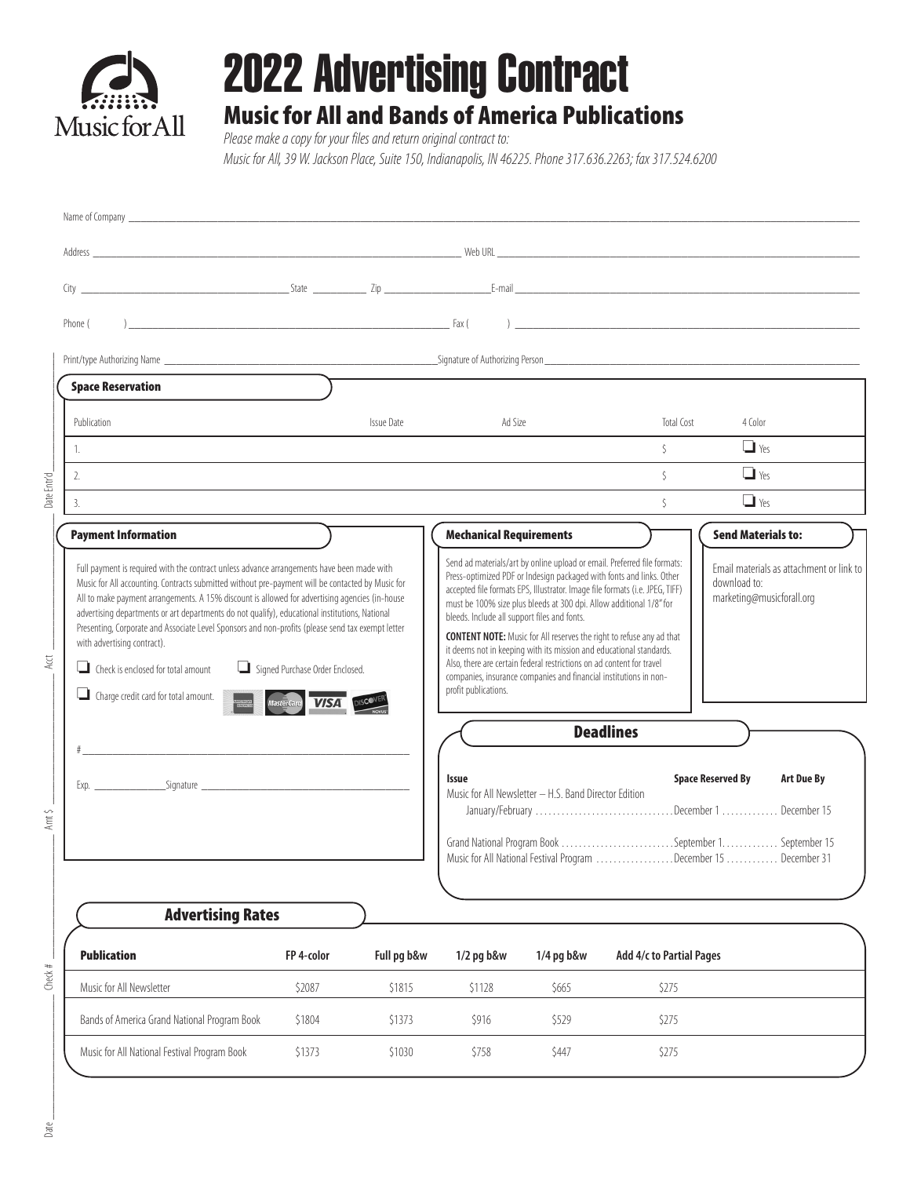# 2022 Advertising Contract

## Music for All and Bands of America Publications

*Please make a copy for your files and return original contract to:*
*Music for All, 39 W. Jackson Place, Suite 150, Indianapolis, IN 46225. Phone 317.636.2263; fax 317.524.6200*

Name of Company ______________________________________________

Address ______________________________ Web URL ______________________________

City ____________________ State __________ Zip __________ E-mail ____________________

Phone ( ) ______________________________ Fax ( ) ______________________________

Print/type Authorizing Name ______________________ Signature of Authorizing Person ______________________

### Space Reservation

| Publication | Issue Date | Ad Size | Total Cost | 4 Color |
|---|---|---|---|---|
| 1. | | | $ | ❑ Yes |
| 2. | | | $ | ❑ Yes |
| 3. | | | $ | ❑ Yes |

### Payment Information

Full payment is required with the contract unless advance arrangements have been made with Music for All accounting. Contracts submitted without pre-payment will be contacted by Music for All to make payment arrangements. A 15% discount is allowed for advertising agencies (in-house advertising departments or art departments do not qualify), educational institutions, National Presenting, Corporate and Associate Level Sponsors and non-profits (please send tax exempt letter with advertising contract).

❑ Check is enclosed for total amount  ❑ Signed Purchase Order Enclosed.

❑ Charge credit card for total amount.

# ______________________________________

Exp. __________ Signature ______________________________

### Mechanical Requirements

Send ad materials/art by online upload or email. Preferred file formats: Press-optimized PDF or Indesign packaged with fonts and links. Other accepted file formats EPS, Illustrator. Image file formats (i.e. JPEG, TIFF) must be 100% size plus bleeds at 300 dpi. Allow additional 1/8" for bleeds. Include all support files and fonts.

**CONTENT NOTE:** Music for All reserves the right to refuse any ad that it deems not in keeping with its mission and educational standards. Also, there are certain federal restrictions on ad content for travel companies, insurance companies and financial institutions in non-profit publications.

### Send Materials to:

Email materials as attachment or link to download to: marketing@musicforall.org

### Deadlines

| Issue | Space Reserved By | Art Due By |
|---|---|---|
| Music for All Newsletter – H.S. Band Director Edition January/February | December 1 | December 15 |
| Grand National Program Book | September 1 | September 15 |
| Music for All National Festival Program | December 15 | December 31 |

### Advertising Rates

| Publication | FP 4-color | Full pg b&w | 1/2 pg b&w | 1/4 pg b&w | Add 4/c to Partial Pages |
|---|---|---|---|---|---|
| Music for All Newsletter | $2087 | $1815 | $1128 | $665 | $275 |
| Bands of America Grand National Program Book | $1804 | $1373 | $916 | $529 | $275 |
| Music for All National Festival Program Book | $1373 | $1030 | $758 | $447 | $275 |

Date Entr'd ______ Acct ______ Amt $ ______ Check # ______ Date ______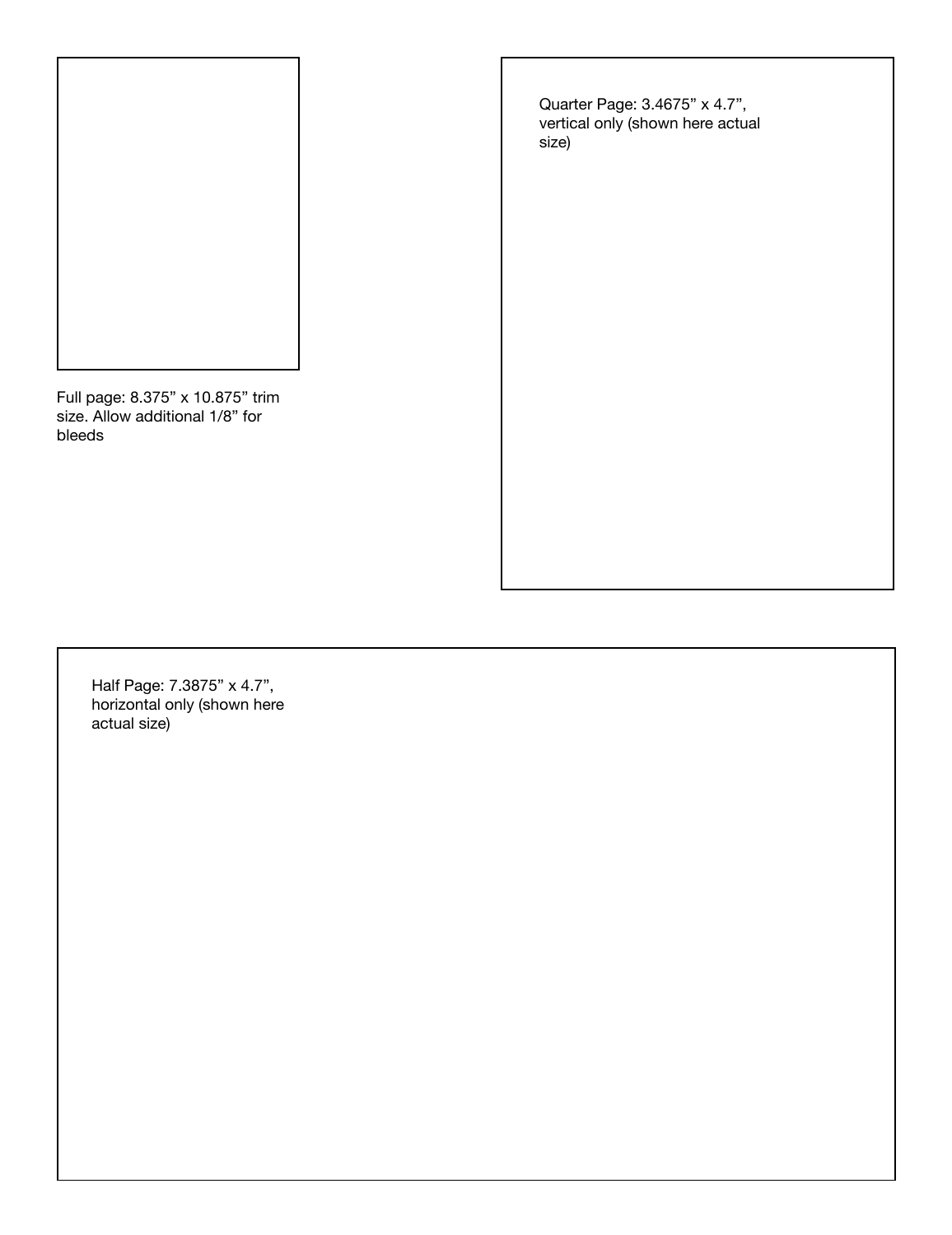Full page: 8.375” x 10.875” trim size. Allow additional 1/8” for bleeds

Quarter Page: 3.4675” x 4.7”, vertical only (shown here actual size)

Half Page: 7.3875” x 4.7”, horizontal only (shown here actual size)